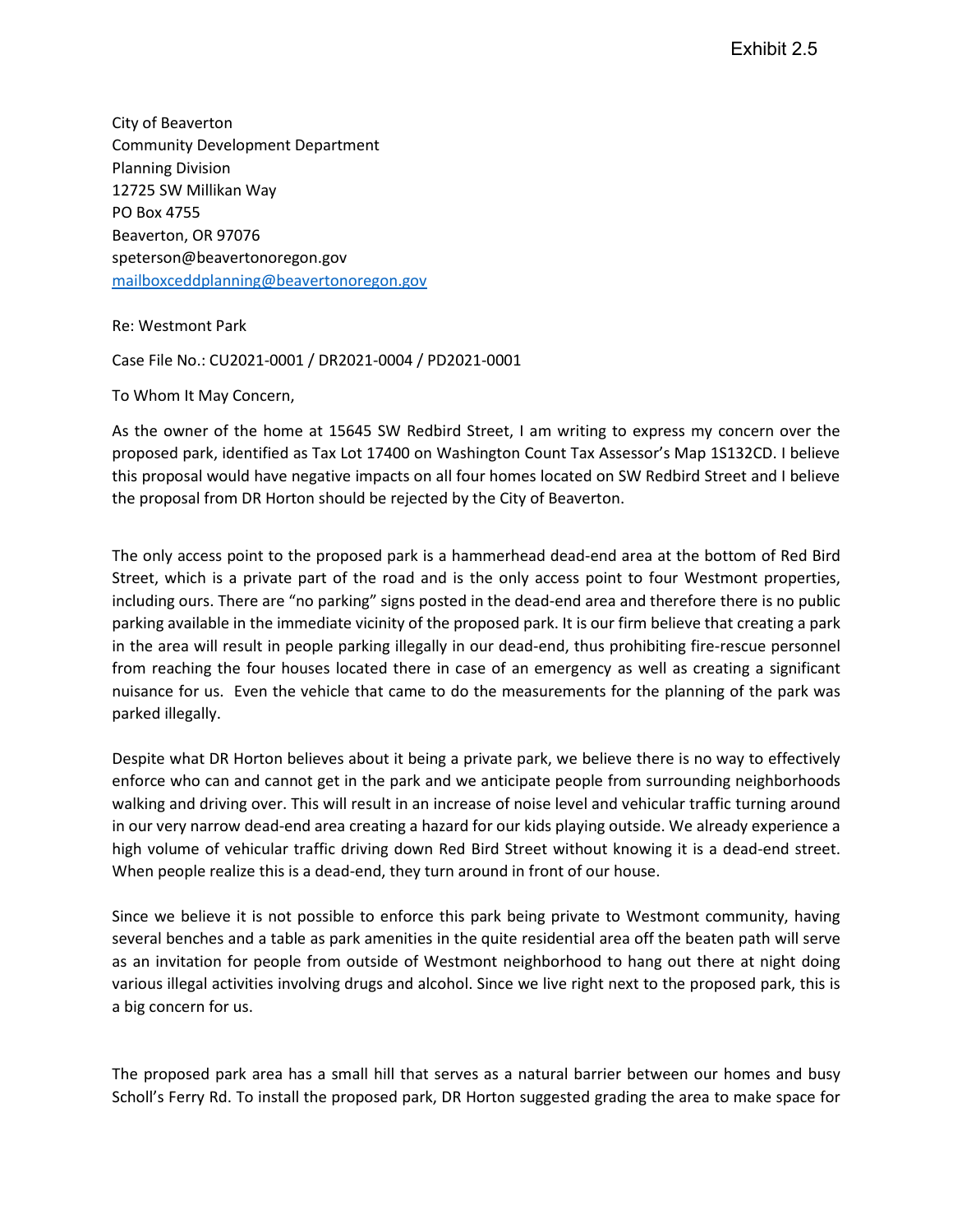Exhibit 2.5

City of Beaverton
Community Development Department
Planning Division
12725 SW Millikan Way
PO Box 4755
Beaverton, OR 97076
speterson@beavertonoregon.gov
mailboxceddplanning@beavertonoregon.gov

Re: Westmont Park

Case File No.: CU2021-0001 / DR2021-0004 / PD2021-0001

To Whom It May Concern,

As the owner of the home at 15645 SW Redbird Street, I am writing to express my concern over the proposed park, identified as Tax Lot 17400 on Washington Count Tax Assessor's Map 1S132CD. I believe this proposal would have negative impacts on all four homes located on SW Redbird Street and I believe the proposal from DR Horton should be rejected by the City of Beaverton.

The only access point to the proposed park is a hammerhead dead-end area at the bottom of Red Bird Street, which is a private part of the road and is the only access point to four Westmont properties, including ours. There are "no parking" signs posted in the dead-end area and therefore there is no public parking available in the immediate vicinity of the proposed park. It is our firm believe that creating a park in the area will result in people parking illegally in our dead-end, thus prohibiting fire-rescue personnel from reaching the four houses located there in case of an emergency as well as creating a significant nuisance for us. Even the vehicle that came to do the measurements for the planning of the park was parked illegally.

Despite what DR Horton believes about it being a private park, we believe there is no way to effectively enforce who can and cannot get in the park and we anticipate people from surrounding neighborhoods walking and driving over. This will result in an increase of noise level and vehicular traffic turning around in our very narrow dead-end area creating a hazard for our kids playing outside. We already experience a high volume of vehicular traffic driving down Red Bird Street without knowing it is a dead-end street. When people realize this is a dead-end, they turn around in front of our house.

Since we believe it is not possible to enforce this park being private to Westmont community, having several benches and a table as park amenities in the quite residential area off the beaten path will serve as an invitation for people from outside of Westmont neighborhood to hang out there at night doing various illegal activities involving drugs and alcohol. Since we live right next to the proposed park, this is a big concern for us.

The proposed park area has a small hill that serves as a natural barrier between our homes and busy Scholl's Ferry Rd. To install the proposed park, DR Horton suggested grading the area to make space for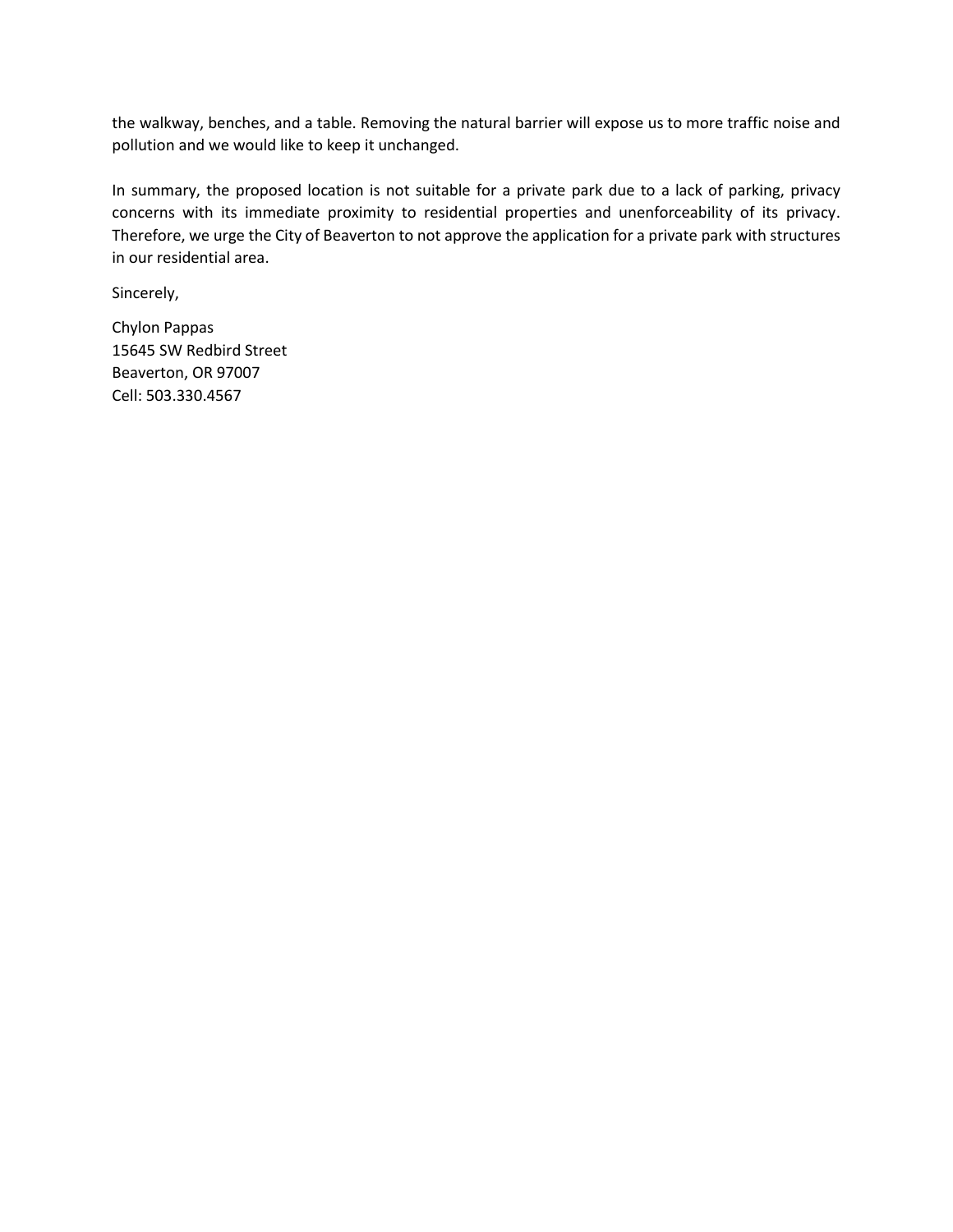the walkway, benches, and a table. Removing the natural barrier will expose us to more traffic noise and pollution and we would like to keep it unchanged.

In summary, the proposed location is not suitable for a private park due to a lack of parking, privacy concerns with its immediate proximity to residential properties and unenforceability of its privacy. Therefore, we urge the City of Beaverton to not approve the application for a private park with structures in our residential area.

Sincerely,

Chylon Pappas  
15645 SW Redbird Street  
Beaverton, OR 97007  
Cell: 503.330.4567